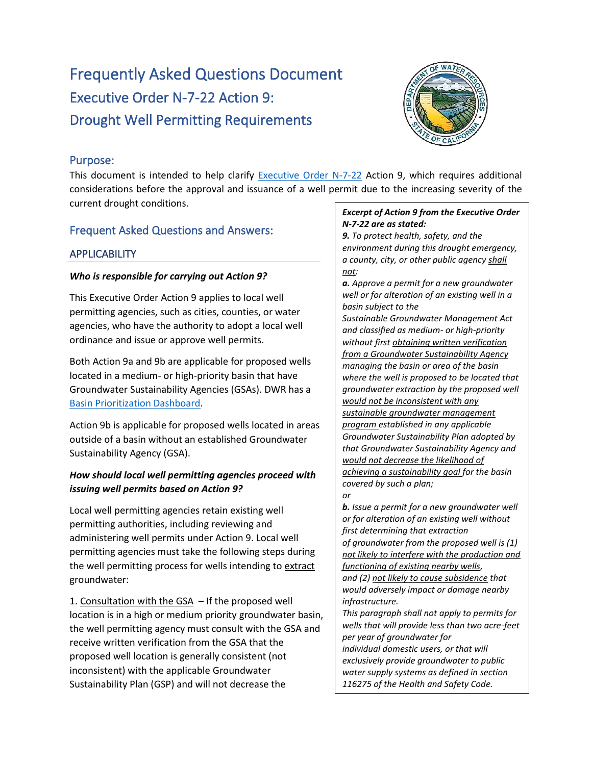# Frequently Asked Questions Document

## Executive Order N-7-22 Action 9: Drought Well Permitting Requirements

### Purpose:

This document is intended to help clarify [Executive Order N-7-22](#) Action 9, which requires additional considerations before the approval and issuance of a well permit due to the increasing severity of the current drought conditions.

> ***Excerpt of Action 9 from the Executive Order N-7-22 are as stated:***
>
> ***9.*** *To protect health, safety, and the environment during this drought emergency, a county, city, or other public agency* ***shall not****:*
>
> ***a.*** *Approve a permit for a new groundwater well or for alteration of an existing well in a basin subject to the Sustainable Groundwater Management Act and classified as medium- or high-priority without first* ***obtaining written verification from a Groundwater Sustainability Agency*** *managing the basin or area of the basin where the well is proposed to be located that groundwater extraction by the* ***proposed well would not be inconsistent with any sustainable groundwater management program*** *established in any applicable Groundwater Sustainability Plan adopted by that Groundwater Sustainability Agency and* ***would not decrease the likelihood of achieving a sustainability goal*** *for the basin covered by such a plan;*
>
> *or*
>
> ***b.*** *Issue a permit for a new groundwater well or for alteration of an existing well without first determining that extraction of groundwater from the* ***proposed well is (1) not likely to interfere with the production and functioning of existing nearby wells****, and (2)* ***not likely to cause subsidence*** *that would adversely impact or damage nearby infrastructure.*
>
> *This paragraph shall not apply to permits for wells that will provide less than two acre-feet per year of groundwater for individual domestic users, or that will exclusively provide groundwater to public water supply systems as defined in section 116275 of the Health and Safety Code.*

### Frequent Asked Questions and Answers:

### APPLICABILITY

***Who is responsible for carrying out Action 9?***

This Executive Order Action 9 applies to local well permitting agencies, such as cities, counties, or water agencies, who have the authority to adopt a local well ordinance and issue or approve well permits.

Both Action 9a and 9b are applicable for proposed wells located in a medium- or high-priority basin that have Groundwater Sustainability Agencies (GSAs). DWR has a [Basin Prioritization Dashboard](#).

Action 9b is applicable for proposed wells located in areas outside of a basin without an established Groundwater Sustainability Agency (GSA).

***How should local well permitting agencies proceed with issuing well permits based on Action 9?***

Local well permitting agencies retain existing well permitting authorities, including reviewing and administering well permits under Action 9. Local well permitting agencies must take the following steps during the well permitting process for wells intending to extract groundwater:

1. Consultation with the GSA – If the proposed well location is in a high or medium priority groundwater basin, the well permitting agency must consult with the GSA and receive written verification from the GSA that the proposed well location is generally consistent (not inconsistent) with the applicable Groundwater Sustainability Plan (GSP) and will not decrease the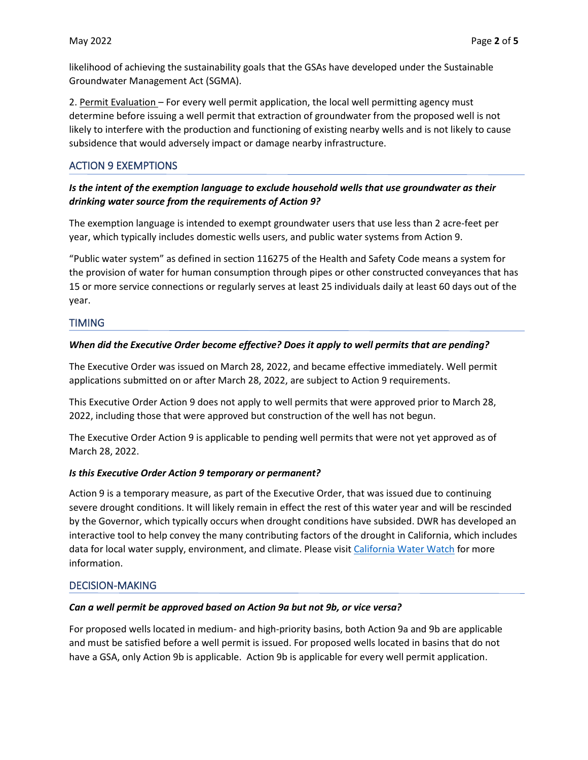likelihood of achieving the sustainability goals that the GSAs have developed under the Sustainable Groundwater Management Act (SGMA).

2. Permit Evaluation – For every well permit application, the local well permitting agency must determine before issuing a well permit that extraction of groundwater from the proposed well is not likely to interfere with the production and functioning of existing nearby wells and is not likely to cause subsidence that would adversely impact or damage nearby infrastructure.

## ACTION 9 EXEMPTIONS

***Is the intent of the exemption language to exclude household wells that use groundwater as their drinking water source from the requirements of Action 9?***

The exemption language is intended to exempt groundwater users that use less than 2 acre-feet per year, which typically includes domestic wells users, and public water systems from Action 9.

"Public water system" as defined in section 116275 of the Health and Safety Code means a system for the provision of water for human consumption through pipes or other constructed conveyances that has 15 or more service connections or regularly serves at least 25 individuals daily at least 60 days out of the year.

## TIMING

***When did the Executive Order become effective? Does it apply to well permits that are pending?***

The Executive Order was issued on March 28, 2022, and became effective immediately. Well permit applications submitted on or after March 28, 2022, are subject to Action 9 requirements.

This Executive Order Action 9 does not apply to well permits that were approved prior to March 28, 2022, including those that were approved but construction of the well has not begun.

The Executive Order Action 9 is applicable to pending well permits that were not yet approved as of March 28, 2022.

***Is this Executive Order Action 9 temporary or permanent?***

Action 9 is a temporary measure, as part of the Executive Order, that was issued due to continuing severe drought conditions. It will likely remain in effect the rest of this water year and will be rescinded by the Governor, which typically occurs when drought conditions have subsided. DWR has developed an interactive tool to help convey the many contributing factors of the drought in California, which includes data for local water supply, environment, and climate. Please visit California Water Watch for more information.

## DECISION-MAKING

***Can a well permit be approved based on Action 9a but not 9b, or vice versa?***

For proposed wells located in medium- and high-priority basins, both Action 9a and 9b are applicable and must be satisfied before a well permit is issued. For proposed wells located in basins that do not have a GSA, only Action 9b is applicable. Action 9b is applicable for every well permit application.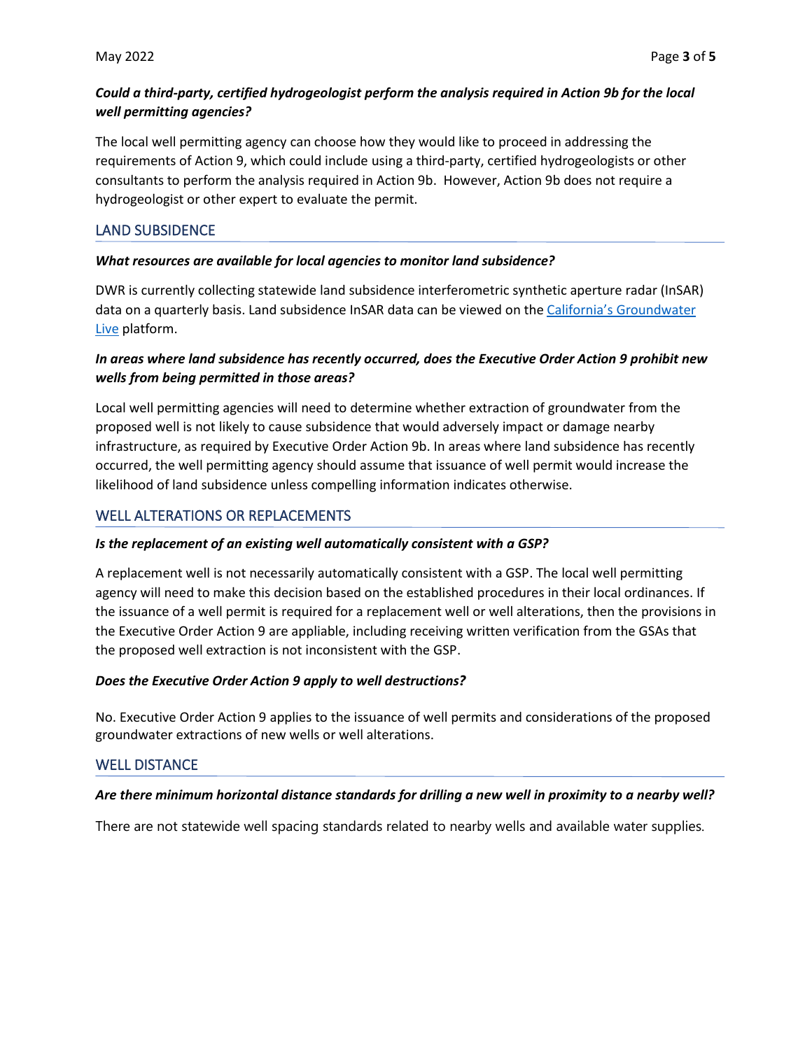***Could a third-party, certified hydrogeologist perform the analysis required in Action 9b for the local well permitting agencies?***

The local well permitting agency can choose how they would like to proceed in addressing the requirements of Action 9, which could include using a third-party, certified hydrogeologists or other consultants to perform the analysis required in Action 9b. However, Action 9b does not require a hydrogeologist or other expert to evaluate the permit.

## LAND SUBSIDENCE

***What resources are available for local agencies to monitor land subsidence?***

DWR is currently collecting statewide land subsidence interferometric synthetic aperture radar (InSAR) data on a quarterly basis. Land subsidence InSAR data can be viewed on the [California's Groundwater Live]() platform.

***In areas where land subsidence has recently occurred, does the Executive Order Action 9 prohibit new wells from being permitted in those areas?***

Local well permitting agencies will need to determine whether extraction of groundwater from the proposed well is not likely to cause subsidence that would adversely impact or damage nearby infrastructure, as required by Executive Order Action 9b. In areas where land subsidence has recently occurred, the well permitting agency should assume that issuance of well permit would increase the likelihood of land subsidence unless compelling information indicates otherwise.

## WELL ALTERATIONS OR REPLACEMENTS

***Is the replacement of an existing well automatically consistent with a GSP?***

A replacement well is not necessarily automatically consistent with a GSP. The local well permitting agency will need to make this decision based on the established procedures in their local ordinances. If the issuance of a well permit is required for a replacement well or well alterations, then the provisions in the Executive Order Action 9 are appliable, including receiving written verification from the GSAs that the proposed well extraction is not inconsistent with the GSP.

***Does the Executive Order Action 9 apply to well destructions?***

No. Executive Order Action 9 applies to the issuance of well permits and considerations of the proposed groundwater extractions of new wells or well alterations.

## WELL DISTANCE

***Are there minimum horizontal distance standards for drilling a new well in proximity to a nearby well?***

There are not statewide well spacing standards related to nearby wells and available water supplies.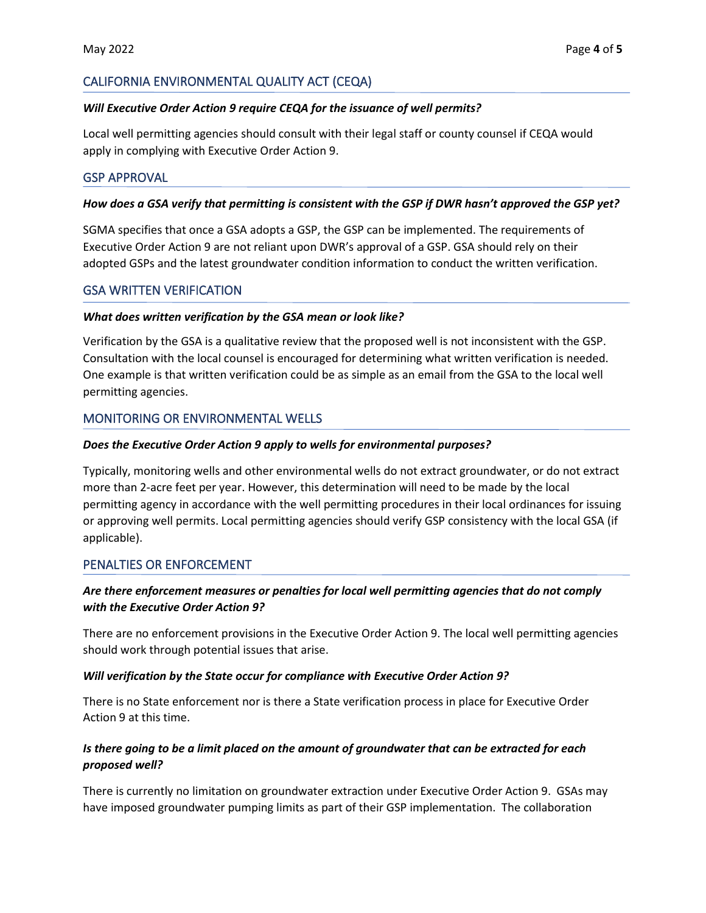## CALIFORNIA ENVIRONMENTAL QUALITY ACT (CEQA)

***Will Executive Order Action 9 require CEQA for the issuance of well permits?***

Local well permitting agencies should consult with their legal staff or county counsel if CEQA would apply in complying with Executive Order Action 9.

## GSP APPROVAL

***How does a GSA verify that permitting is consistent with the GSP if DWR hasn't approved the GSP yet?***

SGMA specifies that once a GSA adopts a GSP, the GSP can be implemented. The requirements of Executive Order Action 9 are not reliant upon DWR's approval of a GSP. GSA should rely on their adopted GSPs and the latest groundwater condition information to conduct the written verification.

## GSA WRITTEN VERIFICATION

***What does written verification by the GSA mean or look like?***

Verification by the GSA is a qualitative review that the proposed well is not inconsistent with the GSP. Consultation with the local counsel is encouraged for determining what written verification is needed. One example is that written verification could be as simple as an email from the GSA to the local well permitting agencies.

## MONITORING OR ENVIRONMENTAL WELLS

***Does the Executive Order Action 9 apply to wells for environmental purposes?***

Typically, monitoring wells and other environmental wells do not extract groundwater, or do not extract more than 2-acre feet per year. However, this determination will need to be made by the local permitting agency in accordance with the well permitting procedures in their local ordinances for issuing or approving well permits. Local permitting agencies should verify GSP consistency with the local GSA (if applicable).

## PENALTIES OR ENFORCEMENT

***Are there enforcement measures or penalties for local well permitting agencies that do not comply with the Executive Order Action 9?***

There are no enforcement provisions in the Executive Order Action 9. The local well permitting agencies should work through potential issues that arise.

***Will verification by the State occur for compliance with Executive Order Action 9?***

There is no State enforcement nor is there a State verification process in place for Executive Order Action 9 at this time.

***Is there going to be a limit placed on the amount of groundwater that can be extracted for each proposed well?***

There is currently no limitation on groundwater extraction under Executive Order Action 9. GSAs may have imposed groundwater pumping limits as part of their GSP implementation. The collaboration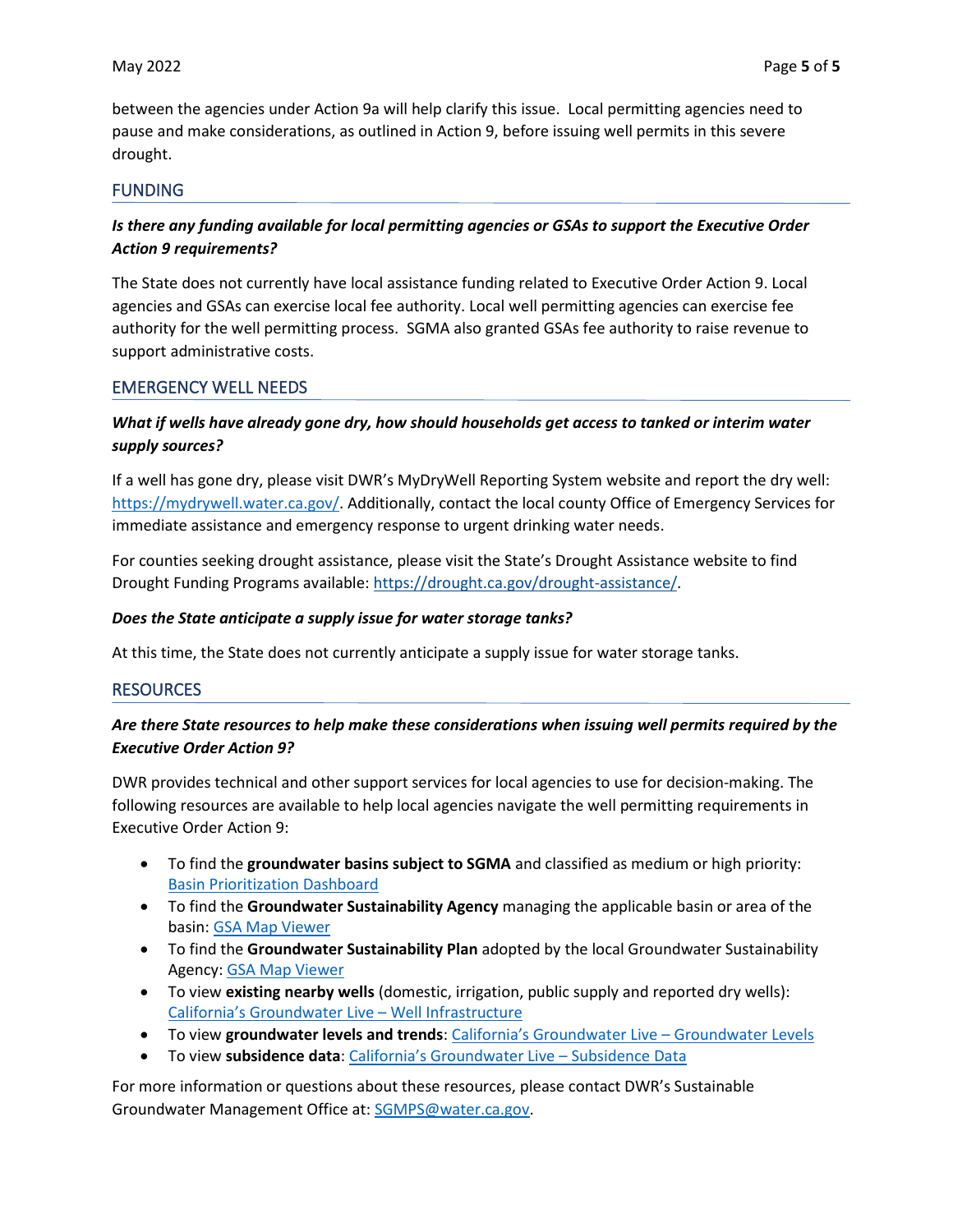between the agencies under Action 9a will help clarify this issue. Local permitting agencies need to pause and make considerations, as outlined in Action 9, before issuing well permits in this severe drought.

## FUNDING

***Is there any funding available for local permitting agencies or GSAs to support the Executive Order Action 9 requirements?***

The State does not currently have local assistance funding related to Executive Order Action 9. Local agencies and GSAs can exercise local fee authority. Local well permitting agencies can exercise fee authority for the well permitting process. SGMA also granted GSAs fee authority to raise revenue to support administrative costs.

## EMERGENCY WELL NEEDS

***What if wells have already gone dry, how should households get access to tanked or interim water supply sources?***

If a well has gone dry, please visit DWR's MyDryWell Reporting System website and report the dry well: [https://mydrywell.water.ca.gov/](https://mydrywell.water.ca.gov/). Additionally, contact the local county Office of Emergency Services for immediate assistance and emergency response to urgent drinking water needs.

For counties seeking drought assistance, please visit the State's Drought Assistance website to find Drought Funding Programs available: [https://drought.ca.gov/drought-assistance/](https://drought.ca.gov/drought-assistance/).

***Does the State anticipate a supply issue for water storage tanks?***

At this time, the State does not currently anticipate a supply issue for water storage tanks.

## RESOURCES

***Are there State resources to help make these considerations when issuing well permits required by the Executive Order Action 9?***

DWR provides technical and other support services for local agencies to use for decision-making. The following resources are available to help local agencies navigate the well permitting requirements in Executive Order Action 9:

- To find the **groundwater basins subject to SGMA** and classified as medium or high priority: Basin Prioritization Dashboard
- To find the **Groundwater Sustainability Agency** managing the applicable basin or area of the basin: GSA Map Viewer
- To find the **Groundwater Sustainability Plan** adopted by the local Groundwater Sustainability Agency: GSA Map Viewer
- To view **existing nearby wells** (domestic, irrigation, public supply and reported dry wells): California's Groundwater Live – Well Infrastructure
- To view **groundwater levels and trends**: California's Groundwater Live – Groundwater Levels
- To view **subsidence data**: California's Groundwater Live – Subsidence Data

For more information or questions about these resources, please contact DWR's Sustainable Groundwater Management Office at: [SGMPS@water.ca.gov](mailto:SGMPS@water.ca.gov).